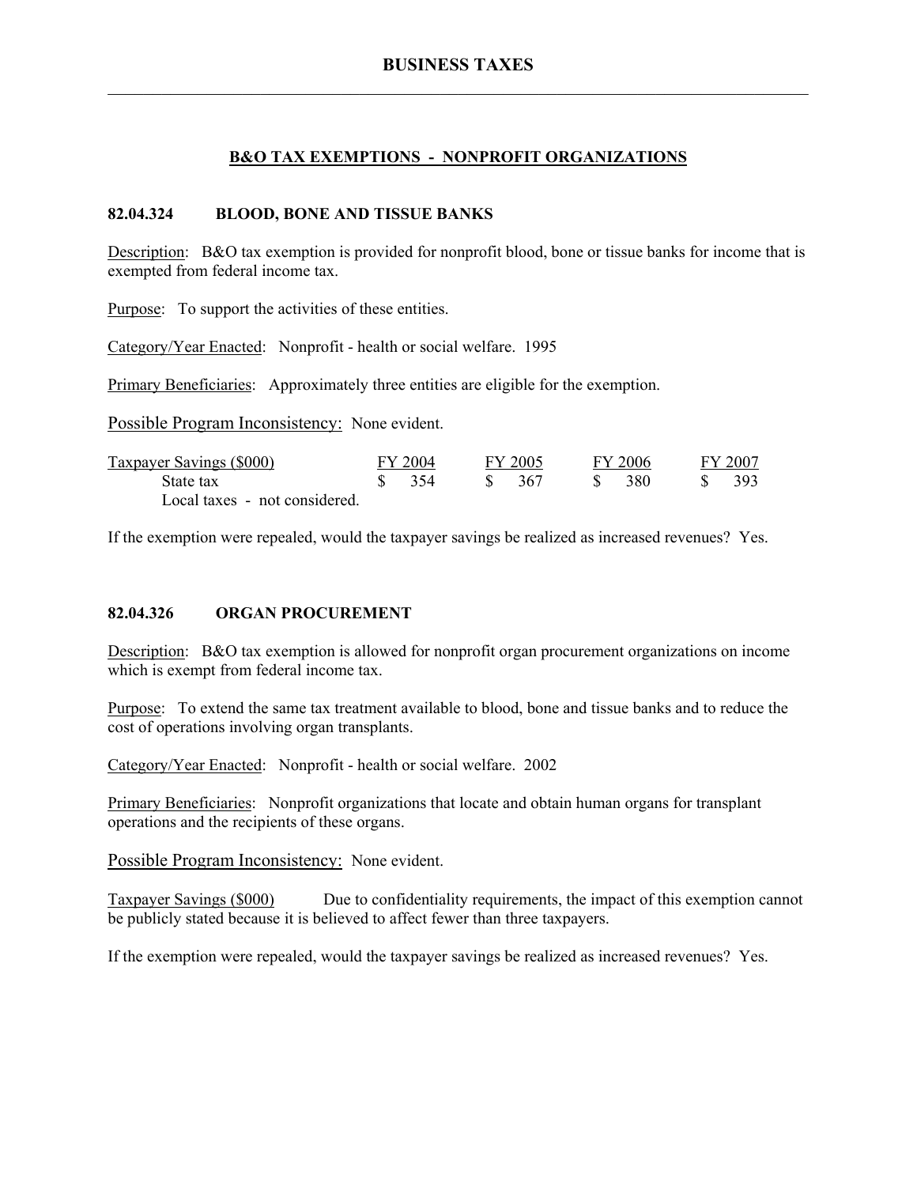# BUSINESS TAXES

## B&O TAX EXEMPTIONS - NONPROFIT ORGANIZATIONS

### 82.04.324 BLOOD, BONE AND TISSUE BANKS

Description: B&O tax exemption is provided for nonprofit blood, bone or tissue banks for income that is exempted from federal income tax.

Purpose: To support the activities of these entities.

Category/Year Enacted: Nonprofit - health or social welfare. 1995

Primary Beneficiaries: Approximately three entities are eligible for the exemption.

Possible Program Inconsistency: None evident.

| Taxpayer Savings ($000) | FY 2004 | FY 2005 | FY 2006 | FY 2007 |
|---|---|---|---|---|
| State tax | $ 354 | $ 367 | $ 380 | $ 393 |
| Local taxes - not considered. | | | | |

If the exemption were repealed, would the taxpayer savings be realized as increased revenues? Yes.

### 82.04.326 ORGAN PROCUREMENT

Description: B&O tax exemption is allowed for nonprofit organ procurement organizations on income which is exempt from federal income tax.

Purpose: To extend the same tax treatment available to blood, bone and tissue banks and to reduce the cost of operations involving organ transplants.

Category/Year Enacted: Nonprofit - health or social welfare. 2002

Primary Beneficiaries: Nonprofit organizations that locate and obtain human organs for transplant operations and the recipients of these organs.

Possible Program Inconsistency: None evident.

Taxpayer Savings ($000) Due to confidentiality requirements, the impact of this exemption cannot be publicly stated because it is believed to affect fewer than three taxpayers.

If the exemption were repealed, would the taxpayer savings be realized as increased revenues? Yes.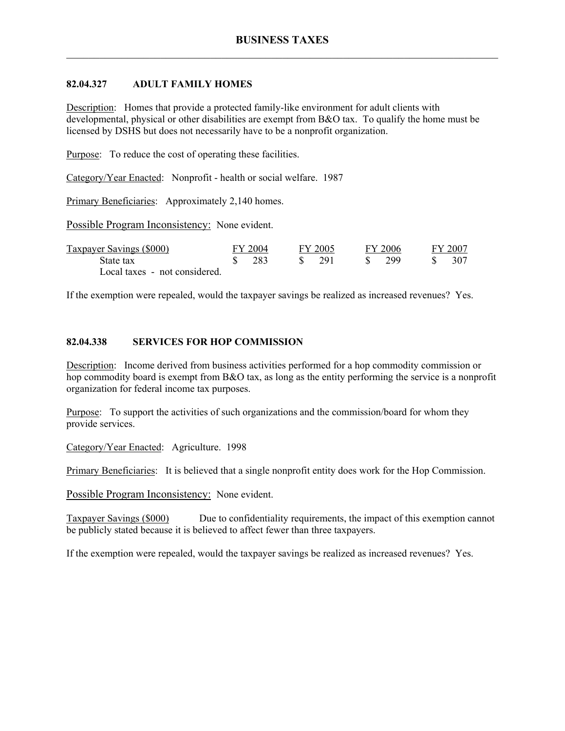# BUSINESS TAXES

## 82.04.327 ADULT FAMILY HOMES

Description: Homes that provide a protected family-like environment for adult clients with developmental, physical or other disabilities are exempt from B&O tax. To qualify the home must be licensed by DSHS but does not necessarily have to be a nonprofit organization.

Purpose: To reduce the cost of operating these facilities.

Category/Year Enacted: Nonprofit - health or social welfare. 1987

Primary Beneficiaries: Approximately 2,140 homes.

Possible Program Inconsistency: None evident.

| Taxpayer Savings ($000) | FY 2004 | FY 2005 | FY 2006 | FY 2007 |
|---|---|---|---|---|
| State tax | $ 283 | $ 291 | $ 299 | $ 307 |
| Local taxes - not considered. | | | | |

If the exemption were repealed, would the taxpayer savings be realized as increased revenues? Yes.

## 82.04.338 SERVICES FOR HOP COMMISSION

Description: Income derived from business activities performed for a hop commodity commission or hop commodity board is exempt from B&O tax, as long as the entity performing the service is a nonprofit organization for federal income tax purposes.

Purpose: To support the activities of such organizations and the commission/board for whom they provide services.

Category/Year Enacted: Agriculture. 1998

Primary Beneficiaries: It is believed that a single nonprofit entity does work for the Hop Commission.

Possible Program Inconsistency: None evident.

Taxpayer Savings ($000) Due to confidentiality requirements, the impact of this exemption cannot be publicly stated because it is believed to affect fewer than three taxpayers.

If the exemption were repealed, would the taxpayer savings be realized as increased revenues? Yes.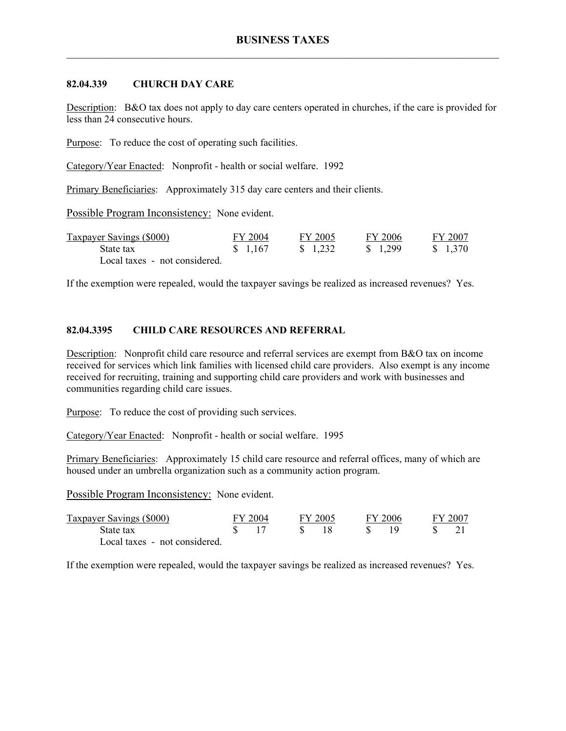# BUSINESS TAXES

## 82.04.339 CHURCH DAY CARE

Description: B&O tax does not apply to day care centers operated in churches, if the care is provided for less than 24 consecutive hours.

Purpose: To reduce the cost of operating such facilities.

Category/Year Enacted: Nonprofit - health or social welfare. 1992

Primary Beneficiaries: Approximately 315 day care centers and their clients.

Possible Program Inconsistency: None evident.

| Taxpayer Savings ($000) | FY 2004 | FY 2005 | FY 2006 | FY 2007 |
|---|---|---|---|---|
| State tax | $ 1,167 | $ 1,232 | $ 1,299 | $ 1,370 |
| Local taxes - not considered. | | | | |

If the exemption were repealed, would the taxpayer savings be realized as increased revenues? Yes.

## 82.04.3395 CHILD CARE RESOURCES AND REFERRAL

Description: Nonprofit child care resource and referral services are exempt from B&O tax on income received for services which link families with licensed child care providers. Also exempt is any income received for recruiting, training and supporting child care providers and work with businesses and communities regarding child care issues.

Purpose: To reduce the cost of providing such services.

Category/Year Enacted: Nonprofit - health or social welfare. 1995

Primary Beneficiaries: Approximately 15 child care resource and referral offices, many of which are housed under an umbrella organization such as a community action program.

Possible Program Inconsistency: None evident.

| Taxpayer Savings ($000) | FY 2004 | FY 2005 | FY 2006 | FY 2007 |
|---|---|---|---|---|
| State tax | $ 17 | $ 18 | $ 19 | $ 21 |
| Local taxes - not considered. | | | | |

If the exemption were repealed, would the taxpayer savings be realized as increased revenues? Yes.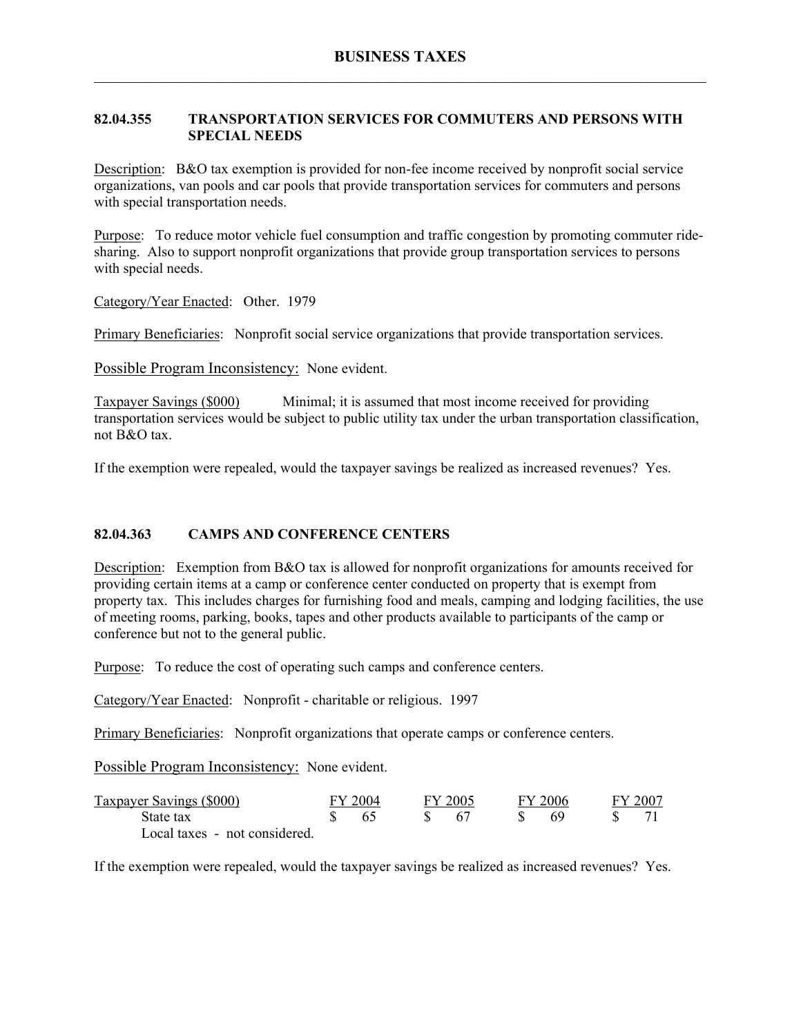## 82.04.355 TRANSPORTATION SERVICES FOR COMMUTERS AND PERSONS WITH SPECIAL NEEDS

Description: B&O tax exemption is provided for non-fee income received by nonprofit social service organizations, van pools and car pools that provide transportation services for commuters and persons with special transportation needs.

Purpose: To reduce motor vehicle fuel consumption and traffic congestion by promoting commuter ride-sharing. Also to support nonprofit organizations that provide group transportation services to persons with special needs.

Category/Year Enacted: Other. 1979

Primary Beneficiaries: Nonprofit social service organizations that provide transportation services.

Possible Program Inconsistency: None evident.

Taxpayer Savings ($000) Minimal; it is assumed that most income received for providing transportation services would be subject to public utility tax under the urban transportation classification, not B&O tax.

If the exemption were repealed, would the taxpayer savings be realized as increased revenues? Yes.

## 82.04.363 CAMPS AND CONFERENCE CENTERS

Description: Exemption from B&O tax is allowed for nonprofit organizations for amounts received for providing certain items at a camp or conference center conducted on property that is exempt from property tax. This includes charges for furnishing food and meals, camping and lodging facilities, the use of meeting rooms, parking, books, tapes and other products available to participants of the camp or conference but not to the general public.

Purpose: To reduce the cost of operating such camps and conference centers.

Category/Year Enacted: Nonprofit - charitable or religious. 1997

Primary Beneficiaries: Nonprofit organizations that operate camps or conference centers.

Possible Program Inconsistency: None evident.

| Taxpayer Savings ($000) | FY 2004 | FY 2005 | FY 2006 | FY 2007 |
|---|---|---|---|---|
| State tax | $ 65 | $ 67 | $ 69 | $ 71 |
| Local taxes - not considered. | | | | |

If the exemption were repealed, would the taxpayer savings be realized as increased revenues? Yes.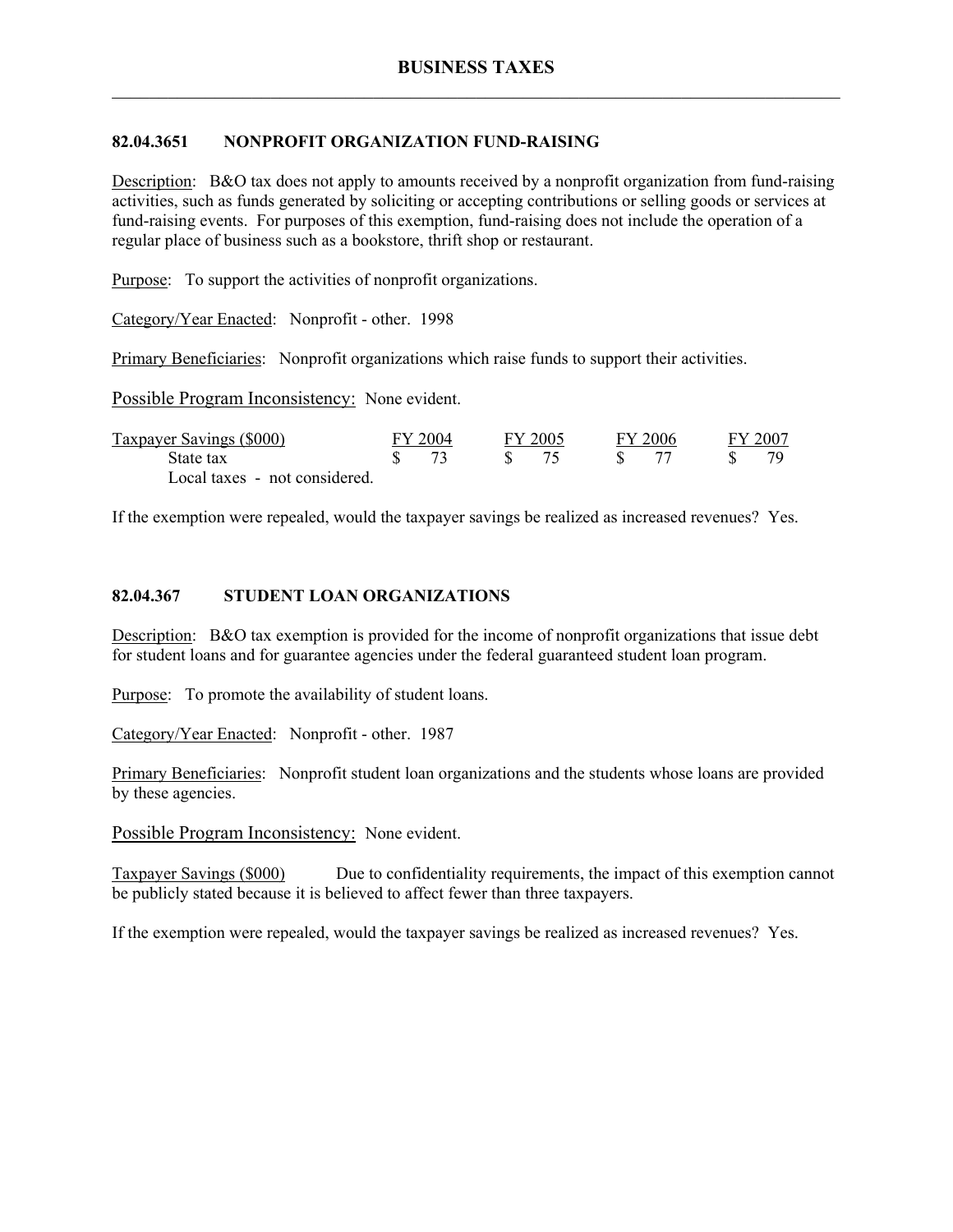## 82.04.3651 NONPROFIT ORGANIZATION FUND-RAISING

Description: B&O tax does not apply to amounts received by a nonprofit organization from fund-raising activities, such as funds generated by soliciting or accepting contributions or selling goods or services at fund-raising events. For purposes of this exemption, fund-raising does not include the operation of a regular place of business such as a bookstore, thrift shop or restaurant.

Purpose: To support the activities of nonprofit organizations.

Category/Year Enacted: Nonprofit - other. 1998

Primary Beneficiaries: Nonprofit organizations which raise funds to support their activities.

Possible Program Inconsistency: None evident.

| Taxpayer Savings ($000) | FY 2004 | FY 2005 | FY 2006 | FY 2007 |
|---|---|---|---|---|
| State tax | $ 73 | $ 75 | $ 77 | $ 79 |
| Local taxes - not considered. | | | | |

If the exemption were repealed, would the taxpayer savings be realized as increased revenues? Yes.

## 82.04.367 STUDENT LOAN ORGANIZATIONS

Description: B&O tax exemption is provided for the income of nonprofit organizations that issue debt for student loans and for guarantee agencies under the federal guaranteed student loan program.

Purpose: To promote the availability of student loans.

Category/Year Enacted: Nonprofit - other. 1987

Primary Beneficiaries: Nonprofit student loan organizations and the students whose loans are provided by these agencies.

Possible Program Inconsistency: None evident.

Taxpayer Savings ($000) Due to confidentiality requirements, the impact of this exemption cannot be publicly stated because it is believed to affect fewer than three taxpayers.

If the exemption were repealed, would the taxpayer savings be realized as increased revenues? Yes.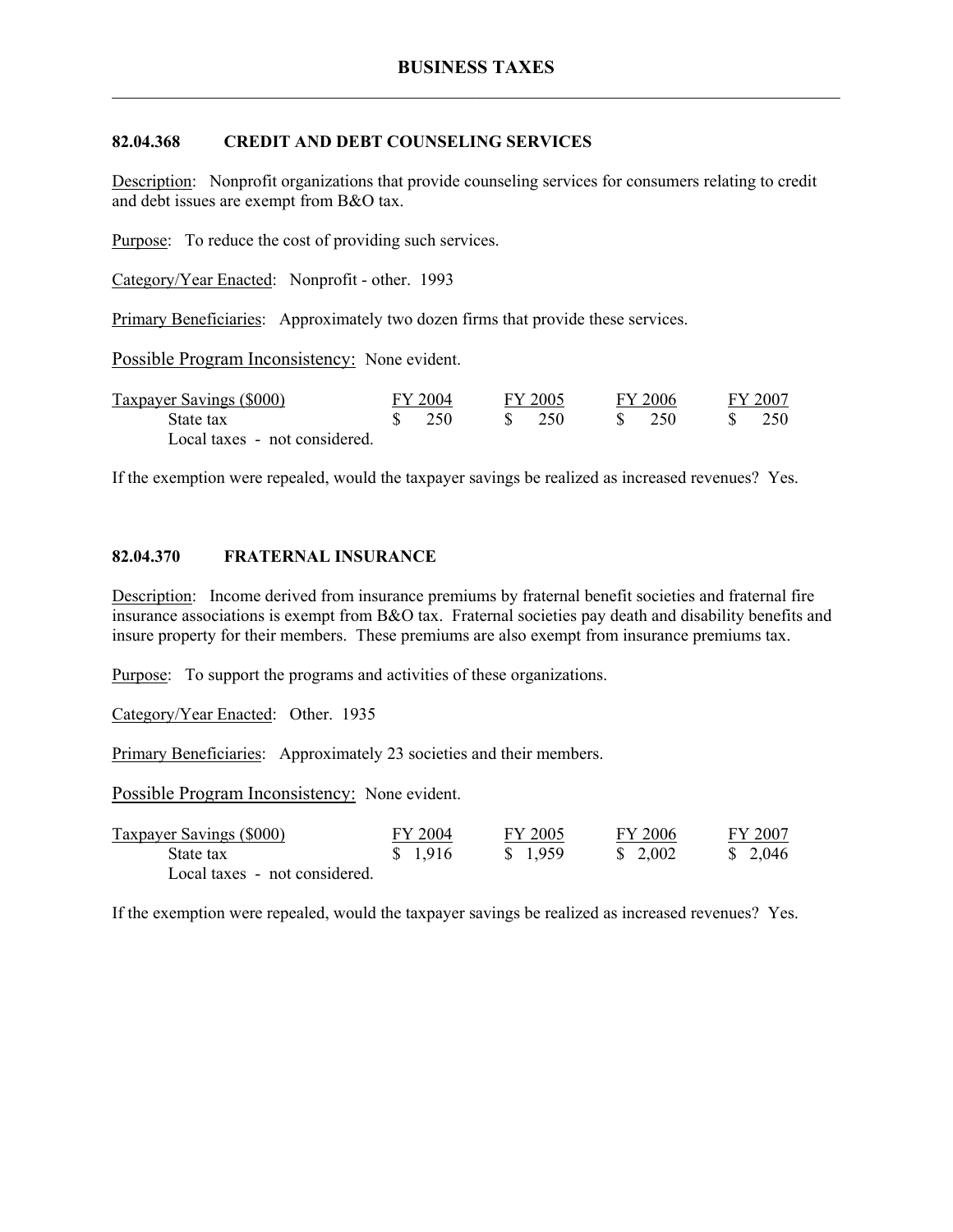# BUSINESS TAXES

## 82.04.368 CREDIT AND DEBT COUNSELING SERVICES

Description: Nonprofit organizations that provide counseling services for consumers relating to credit and debt issues are exempt from B&O tax.

Purpose: To reduce the cost of providing such services.

Category/Year Enacted: Nonprofit - other. 1993

Primary Beneficiaries: Approximately two dozen firms that provide these services.

Possible Program Inconsistency: None evident.

| Taxpayer Savings ($000) | FY 2004 | FY 2005 | FY 2006 | FY 2007 |
|---|---|---|---|---|
| State tax | $ 250 | $ 250 | $ 250 | $ 250 |
| Local taxes - not considered. | | | | |

If the exemption were repealed, would the taxpayer savings be realized as increased revenues? Yes.

## 82.04.370 FRATERNAL INSURANCE

Description: Income derived from insurance premiums by fraternal benefit societies and fraternal fire insurance associations is exempt from B&O tax. Fraternal societies pay death and disability benefits and insure property for their members. These premiums are also exempt from insurance premiums tax.

Purpose: To support the programs and activities of these organizations.

Category/Year Enacted: Other. 1935

Primary Beneficiaries: Approximately 23 societies and their members.

Possible Program Inconsistency: None evident.

| Taxpayer Savings ($000) | FY 2004 | FY 2005 | FY 2006 | FY 2007 |
|---|---|---|---|---|
| State tax | $ 1,916 | $ 1,959 | $ 2,002 | $ 2,046 |
| Local taxes - not considered. | | | | |

If the exemption were repealed, would the taxpayer savings be realized as increased revenues? Yes.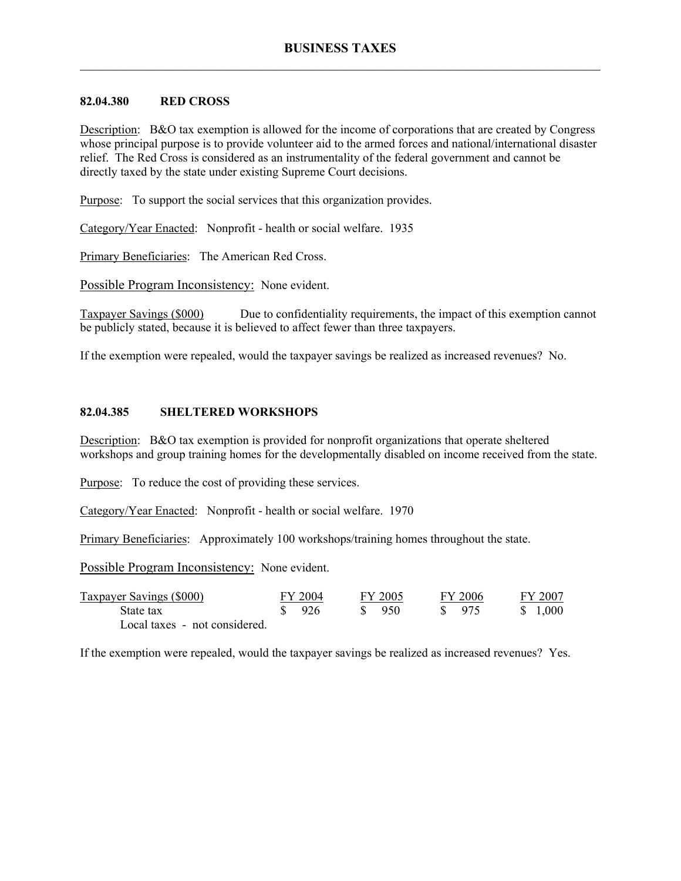### 82.04.380 RED CROSS

Description: B&O tax exemption is allowed for the income of corporations that are created by Congress whose principal purpose is to provide volunteer aid to the armed forces and national/international disaster relief. The Red Cross is considered as an instrumentality of the federal government and cannot be directly taxed by the state under existing Supreme Court decisions.

Purpose: To support the social services that this organization provides.

Category/Year Enacted: Nonprofit - health or social welfare. 1935

Primary Beneficiaries: The American Red Cross.

Possible Program Inconsistency: None evident.

Taxpayer Savings ($000) Due to confidentiality requirements, the impact of this exemption cannot be publicly stated, because it is believed to affect fewer than three taxpayers.

If the exemption were repealed, would the taxpayer savings be realized as increased revenues? No.

### 82.04.385 SHELTERED WORKSHOPS

Description: B&O tax exemption is provided for nonprofit organizations that operate sheltered workshops and group training homes for the developmentally disabled on income received from the state.

Purpose: To reduce the cost of providing these services.

Category/Year Enacted: Nonprofit - health or social welfare. 1970

Primary Beneficiaries: Approximately 100 workshops/training homes throughout the state.

Possible Program Inconsistency: None evident.

| Taxpayer Savings ($000) | FY 2004 | FY 2005 | FY 2006 | FY 2007 |
|---|---|---|---|---|
| State tax | $ 926 | $ 950 | $ 975 | $ 1,000 |
| Local taxes - not considered. | | | | |

If the exemption were repealed, would the taxpayer savings be realized as increased revenues? Yes.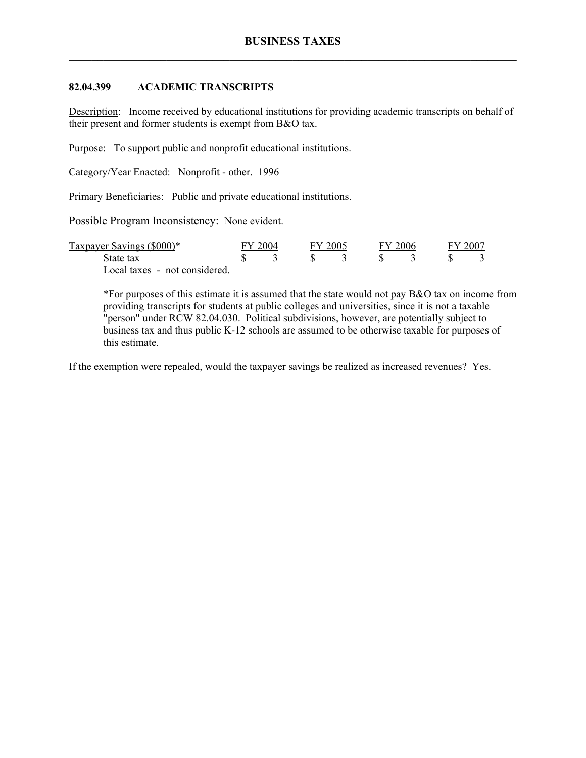# BUSINESS TAXES

## 82.04.399 ACADEMIC TRANSCRIPTS

Description: Income received by educational institutions for providing academic transcripts on behalf of their present and former students is exempt from B&O tax.

Purpose: To support public and nonprofit educational institutions.

Category/Year Enacted: Nonprofit - other. 1996

Primary Beneficiaries: Public and private educational institutions.

Possible Program Inconsistency: None evident.

| Taxpayer Savings ($000)* | FY 2004 | FY 2005 | FY 2006 | FY 2007 |
|---|---|---|---|---|
| State tax | $ 3 | $ 3 | $ 3 | $ 3 |
| Local taxes - not considered. | | | | |

*For purposes of this estimate it is assumed that the state would not pay B&O tax on income from providing transcripts for students at public colleges and universities, since it is not a taxable "person" under RCW 82.04.030. Political subdivisions, however, are potentially subject to business tax and thus public K-12 schools are assumed to be otherwise taxable for purposes of this estimate.

If the exemption were repealed, would the taxpayer savings be realized as increased revenues? Yes.